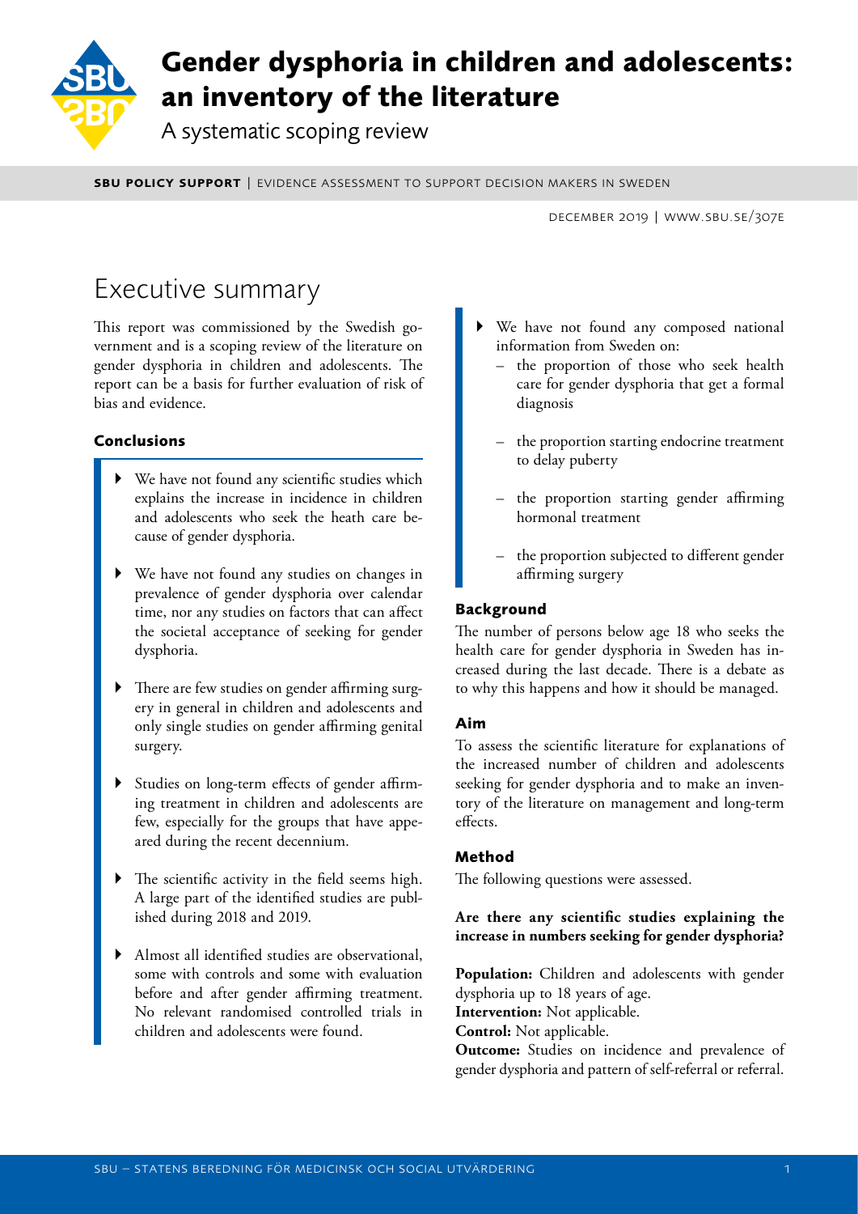# Gender dysphoria in children and adolescents: an inventory of the literature

A systematic scoping review

**SBU POLICY SUPPORT** | EVIDENCE ASSESSMENT TO SUPPORT DECISION MAKERS IN SWEDEN

DECEMBER 2019 | WWW.SBU.SE/307E

## Executive summary

This report was commissioned by the Swedish government and is a scoping review of the literature on gender dysphoria in children and adolescents. The report can be a basis for further evaluation of risk of bias and evidence.

### Conclusions

- We have not found any scientific studies which explains the increase in incidence in children and adolescents who seek the heath care because of gender dysphoria.
- We have not found any studies on changes in prevalence of gender dysphoria over calendar time, nor any studies on factors that can affect the societal acceptance of seeking for gender dysphoria.
- There are few studies on gender affirming surgery in general in children and adolescents and only single studies on gender affirming genital surgery.
- Studies on long-term effects of gender affirming treatment in children and adolescents are few, especially for the groups that have appeared during the recent decennium.
- The scientific activity in the field seems high. A large part of the identified studies are published during 2018 and 2019.
- Almost all identified studies are observational, some with controls and some with evaluation before and after gender affirming treatment. No relevant randomised controlled trials in children and adolescents were found.
- We have not found any composed national information from Sweden on:
  - the proportion of those who seek health care for gender dysphoria that get a formal diagnosis
  - the proportion starting endocrine treatment to delay puberty
  - the proportion starting gender affirming hormonal treatment
  - the proportion subjected to different gender affirming surgery

### Background

The number of persons below age 18 who seeks the health care for gender dysphoria in Sweden has increased during the last decade. There is a debate as to why this happens and how it should be managed.

### Aim

To assess the scientific literature for explanations of the increased number of children and adolescents seeking for gender dysphoria and to make an inventory of the literature on management and long-term effects.

### Method

The following questions were assessed.

**Are there any scientific studies explaining the increase in numbers seeking for gender dysphoria?**

**Population:** Children and adolescents with gender dysphoria up to 18 years of age.
**Intervention:** Not applicable.
**Control:** Not applicable.
**Outcome:** Studies on incidence and prevalence of gender dysphoria and pattern of self-referral or referral.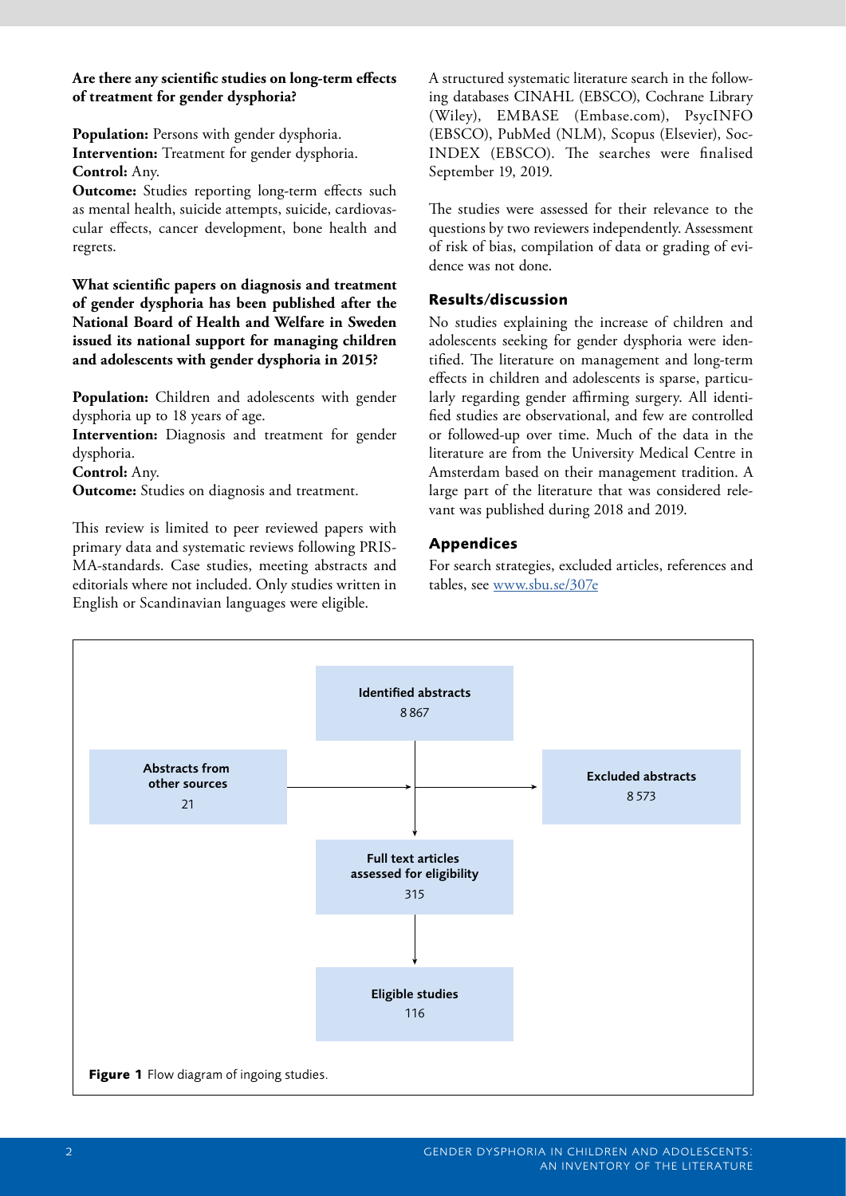**Are there any scientific studies on long-term effects of treatment for gender dysphoria?**

**Population:** Persons with gender dysphoria.
**Intervention:** Treatment for gender dysphoria.
**Control:** Any.
**Outcome:** Studies reporting long-term effects such as mental health, suicide attempts, suicide, cardiovascular effects, cancer development, bone health and regrets.

**What scientific papers on diagnosis and treatment of gender dysphoria has been published after the National Board of Health and Welfare in Sweden issued its national support for managing children and adolescents with gender dysphoria in 2015?**

**Population:** Children and adolescents with gender dysphoria up to 18 years of age.
**Intervention:** Diagnosis and treatment for gender dysphoria.
**Control:** Any.
**Outcome:** Studies on diagnosis and treatment.

This review is limited to peer reviewed papers with primary data and systematic reviews following PRISMA-standards. Case studies, meeting abstracts and editorials where not included. Only studies written in English or Scandinavian languages were eligible.

A structured systematic literature search in the following databases CINAHL (EBSCO), Cochrane Library (Wiley), EMBASE (Embase.com), PsycINFO (EBSCO), PubMed (NLM), Scopus (Elsevier), SocINDEX (EBSCO). The searches were finalised September 19, 2019.

The studies were assessed for their relevance to the questions by two reviewers independently. Assessment of risk of bias, compilation of data or grading of evidence was not done.

## Results/discussion

No studies explaining the increase of children and adolescents seeking for gender dysphoria were identified. The literature on management and long-term effects in children and adolescents is sparse, particularly regarding gender affirming surgery. All identified studies are observational, and few are controlled or followed-up over time. Much of the data in the literature are from the University Medical Centre in Amsterdam based on their management tradition. A large part of the literature that was considered relevant was published during 2018 and 2019.

## Appendices

For search strategies, excluded articles, references and tables, see www.sbu.se/307e

**Identified abstracts**
8 867

**Abstracts from other sources**
21

**Excluded abstracts**
8 573

**Full text articles assessed for eligibility**
315

**Eligible studies**
116

**Figure 1** Flow diagram of ingoing studies.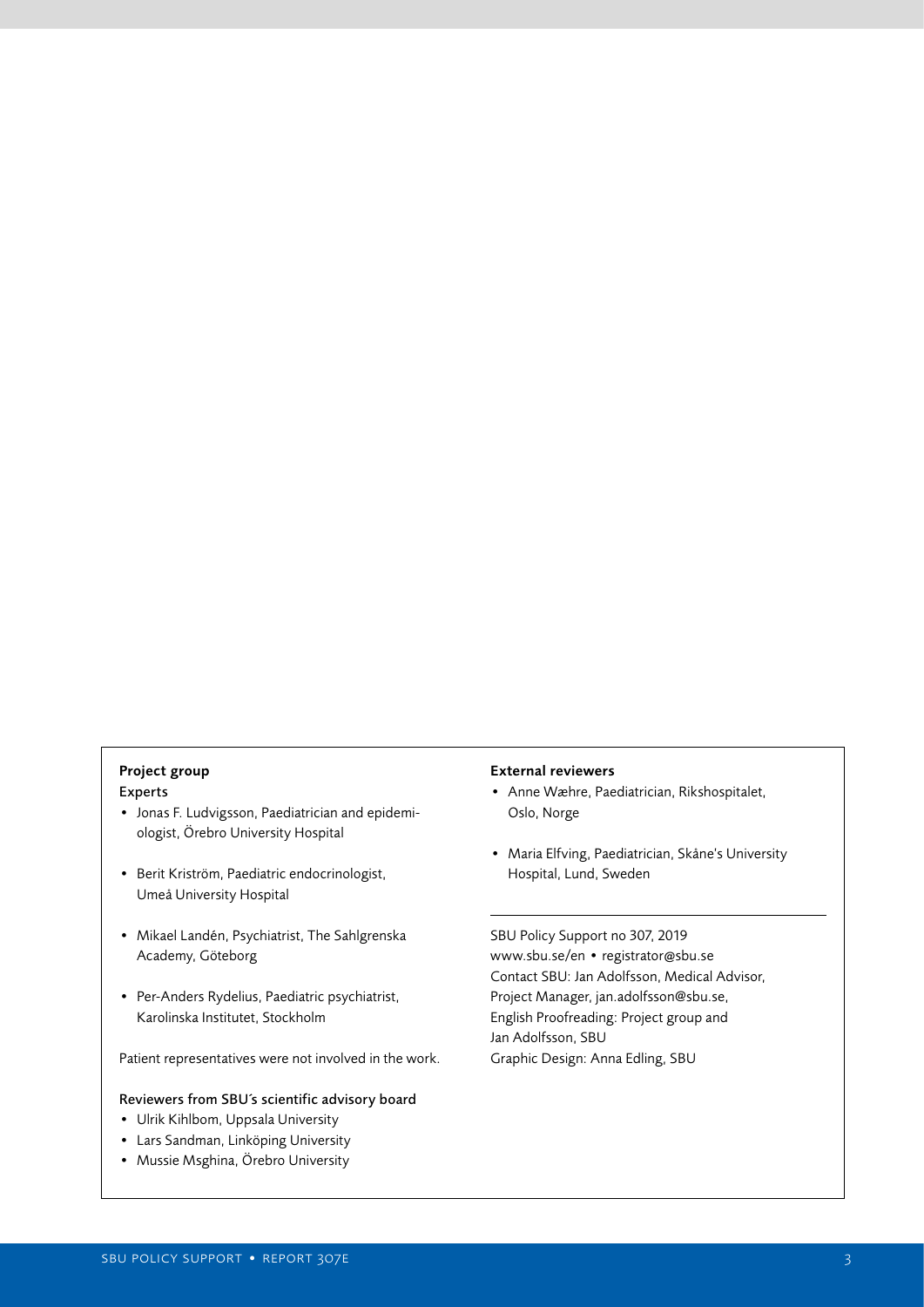**Project group**

Experts

- Jonas F. Ludvigsson, Paediatrician and epidemiologist, Örebro University Hospital
- Berit Kriström, Paediatric endocrinologist, Umeå University Hospital
- Mikael Landén, Psychiatrist, The Sahlgrenska Academy, Göteborg
- Per-Anders Rydelius, Paediatric psychiatrist, Karolinska Institutet, Stockholm

Patient representatives were not involved in the work.

Reviewers from SBU´s scientific advisory board

- Ulrik Kihlbom, Uppsala University
- Lars Sandman, Linköping University
- Mussie Msghina, Örebro University

**External reviewers**

- Anne Wæhre, Paediatrician, Rikshospitalet, Oslo, Norge
- Maria Elfving, Paediatrician, Skåne's University Hospital, Lund, Sweden

SBU Policy Support no 307, 2019
www.sbu.se/en • registrator@sbu.se
Contact SBU: Jan Adolfsson, Medical Advisor, Project Manager, jan.adolfsson@sbu.se,
English Proofreading: Project group and Jan Adolfsson, SBU
Graphic Design: Anna Edling, SBU